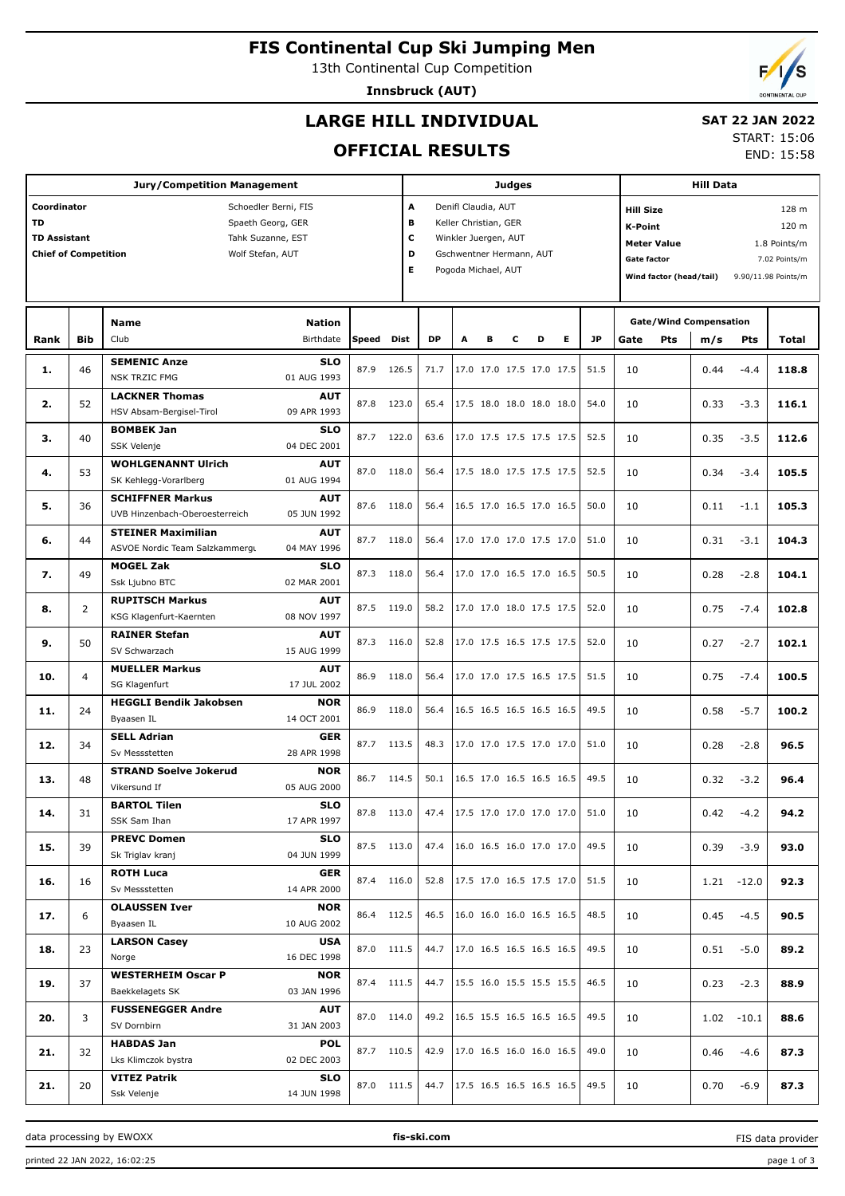# FIS Continental Cup Ski Jumping Men

13th Continental Cup Competition

**Innsbruck (AUT)**

## LARGE HILL INDIVIDUAL

## OFFICIAL RESULTS

**SAT 22 JAN 2022**

START: 15:06

END: 15:58

| Jury/Competition Management | |
|---|---|
| Coordinator | Schoedler Berni, FIS |
| TD | Spaeth Georg, GER |
| TD Assistant | Tahk Suzanne, EST |
| Chief of Competition | Wolf Stefan, AUT |

| Judges | |
|---|---|
| A | Denifl Claudia, AUT |
| B | Keller Christian, GER |
| C | Winkler Juergen, AUT |
| D | Gschwentner Hermann, AUT |
| E | Pogoda Michael, AUT |

| Hill Data | |
|---|---|
| Hill Size | 128 m |
| K-Point | 120 m |
| Meter Value | 1.8 Points/m |
| Gate factor | 7.02 Points/m |
| Wind factor (head/tail) | 9.90/11.98 Points/m |

| Rank | Bib | Name / Club | Nation / Birthdate | Speed | Dist | DP | A | B | C | D | E | JP | Gate | Pts | m/s | Pts | Total |
|---|---|---|---|---|---|---|---|---|---|---|---|---|---|---|---|---|---|
| 1. | 46 | **SEMENIC Anze** NSK TRZIC FMG | **SLO** 01 AUG 1993 | 87.9 | 126.5 | 71.7 | 17.0 | 17.0 | 17.5 | 17.0 | 17.5 | 51.5 | 10 | | 0.44 | -4.4 | **118.8** |
| 2. | 52 | **LACKNER Thomas** HSV Absam-Bergisel-Tirol | **AUT** 09 APR 1993 | 87.8 | 123.0 | 65.4 | 17.5 | 18.0 | 18.0 | 18.0 | 18.0 | 54.0 | 10 | | 0.33 | -3.3 | **116.1** |
| 3. | 40 | **BOMBEK Jan** SSK Velenje | **SLO** 04 DEC 2001 | 87.7 | 122.0 | 63.6 | 17.0 | 17.5 | 17.5 | 17.5 | 17.5 | 52.5 | 10 | | 0.35 | -3.5 | **112.6** |
| 4. | 53 | **WOHLGENANNT Ulrich** SK Kehlegg-Vorarlberg | **AUT** 01 AUG 1994 | 87.0 | 118.0 | 56.4 | 17.5 | 18.0 | 17.5 | 17.5 | 17.5 | 52.5 | 10 | | 0.34 | -3.4 | **105.5** |
| 5. | 36 | **SCHIFFNER Markus** UVB Hinzenbach-Oberoesterreich | **AUT** 05 JUN 1992 | 87.6 | 118.0 | 56.4 | 16.5 | 17.0 | 16.5 | 17.0 | 16.5 | 50.0 | 10 | | 0.11 | -1.1 | **105.3** |
| 6. | 44 | **STEINER Maximilian** ASVOE Nordic Team Salzkammergu | **AUT** 04 MAY 1996 | 87.7 | 118.0 | 56.4 | 17.0 | 17.0 | 17.0 | 17.5 | 17.0 | 51.0 | 10 | | 0.31 | -3.1 | **104.3** |
| 7. | 49 | **MOGEL Zak** Ssk Ljubno BTC | **SLO** 02 MAR 2001 | 87.3 | 118.0 | 56.4 | 17.0 | 17.0 | 16.5 | 17.0 | 16.5 | 50.5 | 10 | | 0.28 | -2.8 | **104.1** |
| 8. | 2 | **RUPITSCH Markus** KSG Klagenfurt-Kaernten | **AUT** 08 NOV 1997 | 87.5 | 119.0 | 58.2 | 17.0 | 17.0 | 18.0 | 17.5 | 17.5 | 52.0 | 10 | | 0.75 | -7.4 | **102.8** |
| 9. | 50 | **RAINER Stefan** SV Schwarzach | **AUT** 15 AUG 1999 | 87.3 | 116.0 | 52.8 | 17.0 | 17.5 | 16.5 | 17.5 | 17.5 | 52.0 | 10 | | 0.27 | -2.7 | **102.1** |
| 10. | 4 | **MUELLER Markus** SG Klagenfurt | **AUT** 17 JUL 2002 | 86.9 | 118.0 | 56.4 | 17.0 | 17.0 | 17.5 | 16.5 | 17.5 | 51.5 | 10 | | 0.75 | -7.4 | **100.5** |
| 11. | 24 | **HEGGLI Bendik Jakobsen** Byaasen IL | **NOR** 14 OCT 2001 | 86.9 | 118.0 | 56.4 | 16.5 | 16.5 | 16.5 | 16.5 | 16.5 | 49.5 | 10 | | 0.58 | -5.7 | **100.2** |
| 12. | 34 | **SELL Adrian** Sv Messstetten | **GER** 28 APR 1998 | 87.7 | 113.5 | 48.3 | 17.0 | 17.0 | 17.5 | 17.0 | 17.0 | 51.0 | 10 | | 0.28 | -2.8 | **96.5** |
| 13. | 48 | **STRAND Soelve Jokerud** Vikersund If | **NOR** 05 AUG 2000 | 86.7 | 114.5 | 50.1 | 16.5 | 17.0 | 16.5 | 16.5 | 16.5 | 49.5 | 10 | | 0.32 | -3.2 | **96.4** |
| 14. | 31 | **BARTOL Tilen** SSK Sam Ihan | **SLO** 17 APR 1997 | 87.8 | 113.0 | 47.4 | 17.5 | 17.0 | 17.0 | 17.0 | 17.0 | 51.0 | 10 | | 0.42 | -4.2 | **94.2** |
| 15. | 39 | **PREVC Domen** Sk Triglav kranj | **SLO** 04 JUN 1999 | 87.5 | 113.0 | 47.4 | 16.0 | 16.5 | 16.0 | 17.0 | 17.0 | 49.5 | 10 | | 0.39 | -3.9 | **93.0** |
| 16. | 16 | **ROTH Luca** Sv Messstetten | **GER** 14 APR 2000 | 87.4 | 116.0 | 52.8 | 17.5 | 17.0 | 16.5 | 17.5 | 17.0 | 51.5 | 10 | | 1.21 | -12.0 | **92.3** |
| 17. | 6 | **OLAUSSEN Iver** Byaasen IL | **NOR** 10 AUG 2002 | 86.4 | 112.5 | 46.5 | 16.0 | 16.0 | 16.0 | 16.5 | 16.5 | 48.5 | 10 | | 0.45 | -4.5 | **90.5** |
| 18. | 23 | **LARSON Casey** Norge | **USA** 16 DEC 1998 | 87.0 | 111.5 | 44.7 | 17.0 | 16.5 | 16.5 | 16.5 | 16.5 | 49.5 | 10 | | 0.51 | -5.0 | **89.2** |
| 19. | 37 | **WESTERHEIM Oscar P** Baekkelagets SK | **NOR** 03 JAN 1996 | 87.4 | 111.5 | 44.7 | 15.5 | 16.0 | 15.5 | 15.5 | 15.5 | 46.5 | 10 | | 0.23 | -2.3 | **88.9** |
| 20. | 3 | **FUSSENEGGER Andre** SV Dornbirn | **AUT** 31 JAN 2003 | 87.0 | 114.0 | 49.2 | 16.5 | 15.5 | 16.5 | 16.5 | 16.5 | 49.5 | 10 | | 1.02 | -10.1 | **88.6** |
| 21. | 32 | **HABDAS Jan** Lks Klimczok bystra | **POL** 02 DEC 2003 | 87.7 | 110.5 | 42.9 | 17.0 | 16.5 | 16.0 | 16.0 | 16.5 | 49.0 | 10 | | 0.46 | -4.6 | **87.3** |
| 21. | 20 | **VITEZ Patrik** Ssk Velenje | **SLO** 14 JUN 1998 | 87.0 | 111.5 | 44.7 | 17.5 | 16.5 | 16.5 | 16.5 | 16.5 | 49.5 | 10 | | 0.70 | -6.9 | **87.3** |

data processing by EWOXX — fis-ski.com — FIS data provider

printed 22 JAN 2022, 16:02:25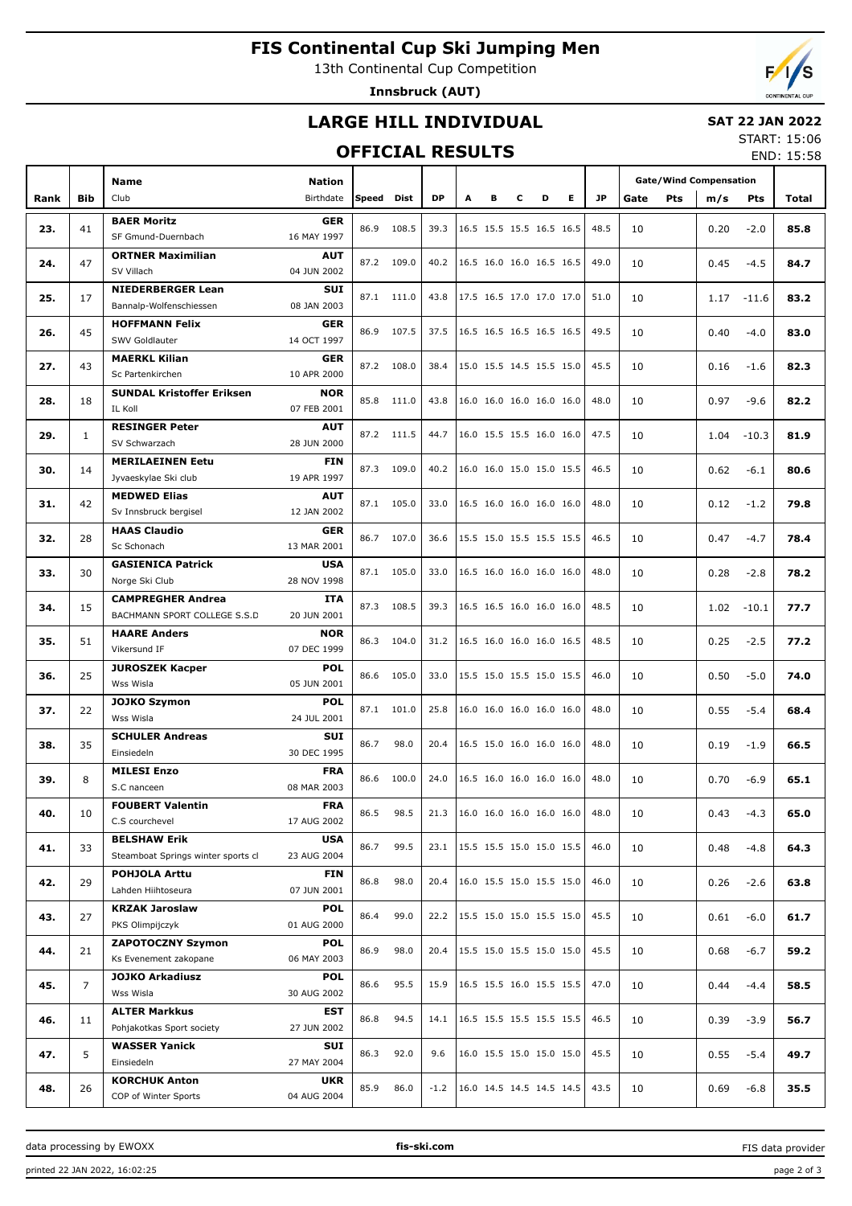# FIS Continental Cup Ski Jumping Men

13th Continental Cup Competition

**Innsbruck (AUT)**

## LARGE HILL INDIVIDUAL

**SAT 22 JAN 2022**

START: 15:06
END: 15:58

## OFFICIAL RESULTS

| Rank | Bib | Name / Club | Nation / Birthdate | Speed | Dist | DP | A | B | C | D | E | JP | Gate | Pts | m/s | Pts | Total |
|---|---|---|---|---|---|---|---|---|---|---|---|---|---|---|---|---|---|
| | | | | | | | | | | | | | Gate/Wind Compensation | | | | |
| 23. | 41 | **BAER Moritz** SF Gmund-Duernbach | **GER** 16 MAY 1997 | 86.9 | 108.5 | 39.3 | 16.5 | 15.5 | 15.5 | 16.5 | 16.5 | 48.5 | 10 | | 0.20 | -2.0 | **85.8** |
| 24. | 47 | **ORTNER Maximilian** SV Villach | **AUT** 04 JUN 2002 | 87.2 | 109.0 | 40.2 | 16.5 | 16.0 | 16.0 | 16.5 | 16.5 | 49.0 | 10 | | 0.45 | -4.5 | **84.7** |
| 25. | 17 | **NIEDERBERGER Lean** Bannalp-Wolfenschiessen | **SUI** 08 JAN 2003 | 87.1 | 111.0 | 43.8 | 17.5 | 16.5 | 17.0 | 17.0 | 17.0 | 51.0 | 10 | | 1.17 | -11.6 | **83.2** |
| 26. | 45 | **HOFFMANN Felix** SWV Goldlauter | **GER** 14 OCT 1997 | 86.9 | 107.5 | 37.5 | 16.5 | 16.5 | 16.5 | 16.5 | 16.5 | 49.5 | 10 | | 0.40 | -4.0 | **83.0** |
| 27. | 43 | **MAERKL Kilian** Sc Partenkirchen | **GER** 10 APR 2000 | 87.2 | 108.0 | 38.4 | 15.0 | 15.5 | 14.5 | 15.5 | 15.0 | 45.5 | 10 | | 0.16 | -1.6 | **82.3** |
| 28. | 18 | **SUNDAL Kristoffer Eriksen** IL Koll | **NOR** 07 FEB 2001 | 85.8 | 111.0 | 43.8 | 16.0 | 16.0 | 16.0 | 16.0 | 16.0 | 48.0 | 10 | | 0.97 | -9.6 | **82.2** |
| 29. | 1 | **RESINGER Peter** SV Schwarzach | **AUT** 28 JUN 2000 | 87.2 | 111.5 | 44.7 | 16.0 | 15.5 | 15.5 | 16.0 | 16.0 | 47.5 | 10 | | 1.04 | -10.3 | **81.9** |
| 30. | 14 | **MERILAEINEN Eetu** Jyvaeskylae Ski club | **FIN** 19 APR 1997 | 87.3 | 109.0 | 40.2 | 16.0 | 16.0 | 15.0 | 15.0 | 15.5 | 46.5 | 10 | | 0.62 | -6.1 | **80.6** |
| 31. | 42 | **MEDWED Elias** Sv Innsbruck bergisel | **AUT** 12 JAN 2002 | 87.1 | 105.0 | 33.0 | 16.5 | 16.0 | 16.0 | 16.0 | 16.0 | 48.0 | 10 | | 0.12 | -1.2 | **79.8** |
| 32. | 28 | **HAAS Claudio** Sc Schonach | **GER** 13 MAR 2001 | 86.7 | 107.0 | 36.6 | 15.5 | 15.0 | 15.5 | 15.5 | 15.5 | 46.5 | 10 | | 0.47 | -4.7 | **78.4** |
| 33. | 30 | **GASIENICA Patrick** Norge Ski Club | **USA** 28 NOV 1998 | 87.1 | 105.0 | 33.0 | 16.5 | 16.0 | 16.0 | 16.0 | 16.0 | 48.0 | 10 | | 0.28 | -2.8 | **78.2** |
| 34. | 15 | **CAMPREGHER Andrea** BACHMANN SPORT COLLEGE S.S.D | **ITA** 20 JUN 2001 | 87.3 | 108.5 | 39.3 | 16.5 | 16.5 | 16.0 | 16.0 | 16.0 | 48.5 | 10 | | 1.02 | -10.1 | **77.7** |
| 35. | 51 | **HAARE Anders** Vikersund IF | **NOR** 07 DEC 1999 | 86.3 | 104.0 | 31.2 | 16.5 | 16.0 | 16.0 | 16.0 | 16.5 | 48.5 | 10 | | 0.25 | -2.5 | **77.2** |
| 36. | 25 | **JUROSZEK Kacper** Wss Wisla | **POL** 05 JUN 2001 | 86.6 | 105.0 | 33.0 | 15.5 | 15.0 | 15.5 | 15.0 | 15.5 | 46.0 | 10 | | 0.50 | -5.0 | **74.0** |
| 37. | 22 | **JOJKO Szymon** Wss Wisla | **POL** 24 JUL 2001 | 87.1 | 101.0 | 25.8 | 16.0 | 16.0 | 16.0 | 16.0 | 16.0 | 48.0 | 10 | | 0.55 | -5.4 | **68.4** |
| 38. | 35 | **SCHULER Andreas** Einsiedeln | **SUI** 30 DEC 1995 | 86.7 | 98.0 | 20.4 | 16.5 | 15.0 | 16.0 | 16.0 | 16.0 | 48.0 | 10 | | 0.19 | -1.9 | **66.5** |
| 39. | 8 | **MILESI Enzo** S.C nanceen | **FRA** 08 MAR 2003 | 86.6 | 100.0 | 24.0 | 16.5 | 16.0 | 16.0 | 16.0 | 16.0 | 48.0 | 10 | | 0.70 | -6.9 | **65.1** |
| 40. | 10 | **FOUBERT Valentin** C.S courchevel | **FRA** 17 AUG 2002 | 86.5 | 98.5 | 21.3 | 16.0 | 16.0 | 16.0 | 16.0 | 16.0 | 48.0 | 10 | | 0.43 | -4.3 | **65.0** |
| 41. | 33 | **BELSHAW Erik** Steamboat Springs winter sports cl | **USA** 23 AUG 2004 | 86.7 | 99.5 | 23.1 | 15.5 | 15.5 | 15.0 | 15.0 | 15.5 | 46.0 | 10 | | 0.48 | -4.8 | **64.3** |
| 42. | 29 | **POHJOLA Arttu** Lahden Hiihtoseura | **FIN** 07 JUN 2001 | 86.8 | 98.0 | 20.4 | 16.0 | 15.5 | 15.0 | 15.5 | 15.0 | 46.0 | 10 | | 0.26 | -2.6 | **63.8** |
| 43. | 27 | **KRZAK Jaroslaw** PKS Olimpijczyk | **POL** 01 AUG 2000 | 86.4 | 99.0 | 22.2 | 15.5 | 15.0 | 15.0 | 15.5 | 15.0 | 45.5 | 10 | | 0.61 | -6.0 | **61.7** |
| 44. | 21 | **ZAPOTOCZNY Szymon** Ks Evenement zakopane | **POL** 06 MAY 2003 | 86.9 | 98.0 | 20.4 | 15.5 | 15.0 | 15.5 | 15.0 | 15.0 | 45.5 | 10 | | 0.68 | -6.7 | **59.2** |
| 45. | 7 | **JOJKO Arkadiusz** Wss Wisla | **POL** 30 AUG 2002 | 86.6 | 95.5 | 15.9 | 16.5 | 15.5 | 16.0 | 15.5 | 15.5 | 47.0 | 10 | | 0.44 | -4.4 | **58.5** |
| 46. | 11 | **ALTER Markkus** Pohjakotkas Sport society | **EST** 27 JUN 2002 | 86.8 | 94.5 | 14.1 | 16.5 | 15.5 | 15.5 | 15.5 | 15.5 | 46.5 | 10 | | 0.39 | -3.9 | **56.7** |
| 47. | 5 | **WASSER Yanick** Einsiedeln | **SUI** 27 MAY 2004 | 86.3 | 92.0 | 9.6 | 16.0 | 15.5 | 15.0 | 15.0 | 15.0 | 45.5 | 10 | | 0.55 | -5.4 | **49.7** |
| 48. | 26 | **KORCHUK Anton** COP of Winter Sports | **UKR** 04 AUG 2004 | 85.9 | 86.0 | -1.2 | 16.0 | 14.5 | 14.5 | 14.5 | 14.5 | 43.5 | 10 | | 0.69 | -6.8 | **35.5** |

data processing by EWOXX — fis-ski.com — FIS data provider

printed 22 JAN 2022, 16:02:25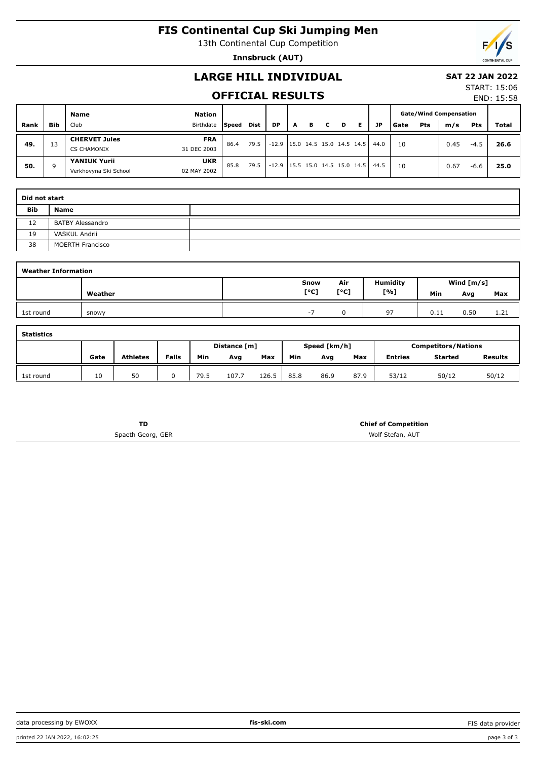# FIS Continental Cup Ski Jumping Men

13th Continental Cup Competition

**Innsbruck (AUT)**

## LARGE HILL INDIVIDUAL

**SAT 22 JAN 2022**

START: 15:06

END: 15:58

## OFFICIAL RESULTS

| Rank | Bib | Name / Club | Nation / Birthdate | Speed | Dist | DP | A | B | C | D | E | JP | Gate | Pts | m/s | Pts | Total |
|---|---|---|---|---|---|---|---|---|---|---|---|---|---|---|---|---|---|
| | | | | | | | | | | | | | Gate/Wind Compensation | | | | |
| 49. | 13 | **CHERVET Jules** CS CHAMONIX | **FRA** 31 DEC 2003 | 86.4 | 79.5 | -12.9 | 15.0 | 14.5 | 15.0 | 14.5 | 14.5 | 44.0 | 10 | | 0.45 | -4.5 | **26.6** |
| 50. | 9 | **YANIUK Yurii** Verkhovyna Ski School | **UKR** 02 MAY 2002 | 85.8 | 79.5 | -12.9 | 15.5 | 15.0 | 14.5 | 15.0 | 14.5 | 44.5 | 10 | | 0.67 | -6.6 | **25.0** |

**Did not start**

| Bib | Name |
|---|---|
| 12 | BATBY Alessandro |
| 19 | VASKUL Andrii |
| 38 | MOERTH Francisco |

**Weather Information**

| | Weather | Snow [°C] | Air [°C] | Humidity [%] | Wind [m/s] Min | Avg | Max |
|---|---|---|---|---|---|---|---|
| 1st round | snowy | -7 | 0 | 97 | 0.11 | 0.50 | 1.21 |

**Statistics**

| | Gate | Athletes | Falls | Distance [m] Min | Avg | Max | Speed [km/h] Min | Avg | Max | Competitors/Nations Entries | Started | Results |
|---|---|---|---|---|---|---|---|---|---|---|---|---|
| 1st round | 10 | 50 | 0 | 79.5 | 107.7 | 126.5 | 85.8 | 86.9 | 87.9 | 53/12 | 50/12 | 50/12 |

| TD | Chief of Competition |
|---|---|
| Spaeth Georg, GER | Wolf Stefan, AUT |

data processing by EWOXX — fis-ski.com — FIS data provider

printed 22 JAN 2022, 16:02:25